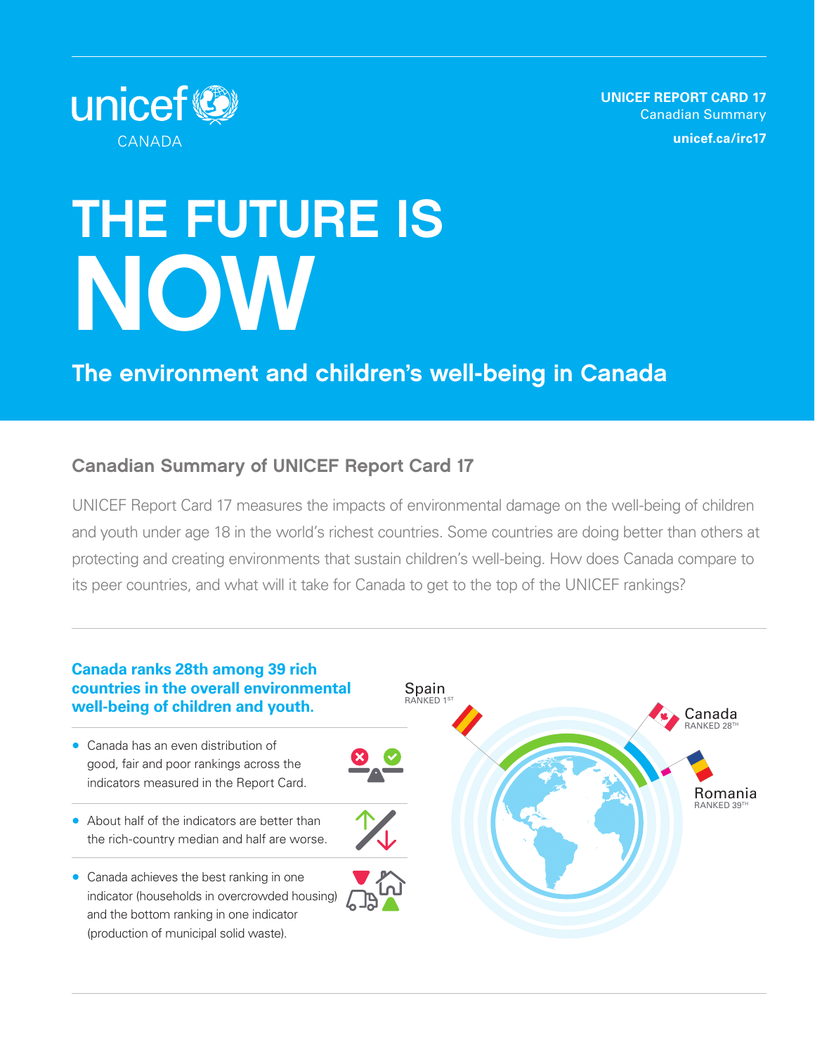unicef CANADA

**UNICEF REPORT CARD 17**
Canadian Summary
**unicef.ca/irc17**

# THE FUTURE IS NOW

## The environment and children's well-being in Canada

### Canadian Summary of UNICEF Report Card 17

UNICEF Report Card 17 measures the impacts of environmental damage on the well-being of children and youth under age 18 in the world's richest countries. Some countries are doing better than others at protecting and creating environments that sustain children's well-being. How does Canada compare to its peer countries, and what will it take for Canada to get to the top of the UNICEF rankings?

**Canada ranks 28th among 39 rich countries in the overall environmental well-being of children and youth.**

- Canada has an even distribution of good, fair and poor rankings across the indicators measured in the Report Card.
- About half of the indicators are better than the rich-country median and half are worse.
- Canada achieves the best ranking in one indicator (households in overcrowded housing) and the bottom ranking in one indicator (production of municipal solid waste).

Spain RANKED 1ST

Canada RANKED 28TH

Romania RANKED 39TH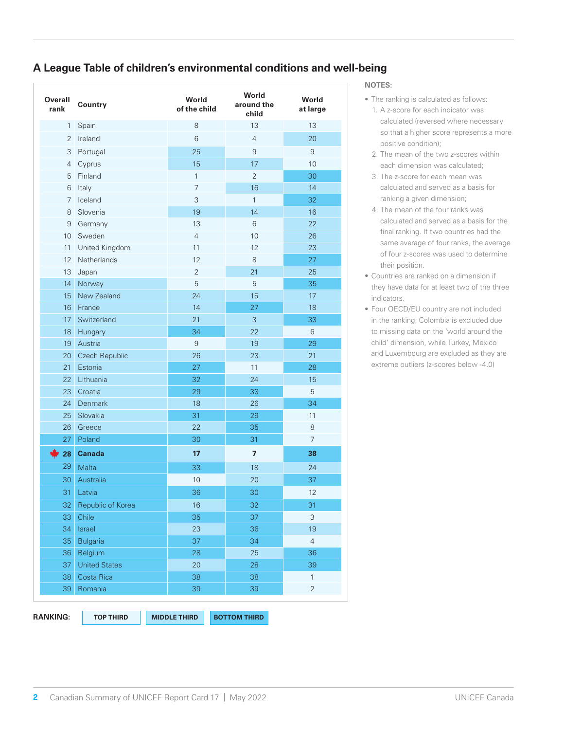## A League Table of children's environmental conditions and well-being

| Overall rank | Country | World of the child | World around the child | World at large |
|---|---|---|---|---|
| 1 | Spain | 8 | 13 | 13 |
| 2 | Ireland | 6 | 4 | 20 |
| 3 | Portugal | 25 | 9 | 9 |
| 4 | Cyprus | 15 | 17 | 10 |
| 5 | Finland | 1 | 2 | 30 |
| 6 | Italy | 7 | 16 | 14 |
| 7 | Iceland | 3 | 1 | 32 |
| 8 | Slovenia | 19 | 14 | 16 |
| 9 | Germany | 13 | 6 | 22 |
| 10 | Sweden | 4 | 10 | 26 |
| 11 | United Kingdom | 11 | 12 | 23 |
| 12 | Netherlands | 12 | 8 | 27 |
| 13 | Japan | 2 | 21 | 25 |
| 14 | Norway | 5 | 5 | 35 |
| 15 | New Zealand | 24 | 15 | 17 |
| 16 | France | 14 | 27 | 18 |
| 17 | Switzerland | 21 | 3 | 33 |
| 18 | Hungary | 34 | 22 | 6 |
| 19 | Austria | 9 | 19 | 29 |
| 20 | Czech Republic | 26 | 23 | 21 |
| 21 | Estonia | 27 | 11 | 28 |
| 22 | Lithuania | 32 | 24 | 15 |
| 23 | Croatia | 29 | 33 | 5 |
| 24 | Denmark | 18 | 26 | 34 |
| 25 | Slovakia | 31 | 29 | 11 |
| 26 | Greece | 22 | 35 | 8 |
| 27 | Poland | 30 | 31 | 7 |
| **28** | **Canada** | **17** | **7** | **38** |
| 29 | Malta | 33 | 18 | 24 |
| 30 | Australia | 10 | 20 | 37 |
| 31 | Latvia | 36 | 30 | 12 |
| 32 | Republic of Korea | 16 | 32 | 31 |
| 33 | Chile | 35 | 37 | 3 |
| 34 | Israel | 23 | 36 | 19 |
| 35 | Bulgaria | 37 | 34 | 4 |
| 36 | Belgium | 28 | 25 | 36 |
| 37 | United States | 20 | 28 | 39 |
| 38 | Costa Rica | 38 | 38 | 1 |
| 39 | Romania | 39 | 39 | 2 |

**RANKING:** TOP THIRD | MIDDLE THIRD | BOTTOM THIRD

**NOTES:**

- The ranking is calculated as follows:
  1. A z-score for each indicator was calculated (reversed where necessary so that a higher score represents a more positive condition);
  2. The mean of the two z-scores within each dimension was calculated;
  3. The z-score for each mean was calculated and served as a basis for ranking a given dimension;
  4. The mean of the four ranks was calculated and served as a basis for the final ranking. If two countries had the same average of four ranks, the average of four z-scores was used to determine their position.
- Countries are ranked on a dimension if they have data for at least two of the three indicators.
- Four OECD/EU country are not included in the ranking: Colombia is excluded due to missing data on the 'world around the child' dimension, while Turkey, Mexico and Luxembourg are excluded as they are extreme outliers (z-scores below -4.0)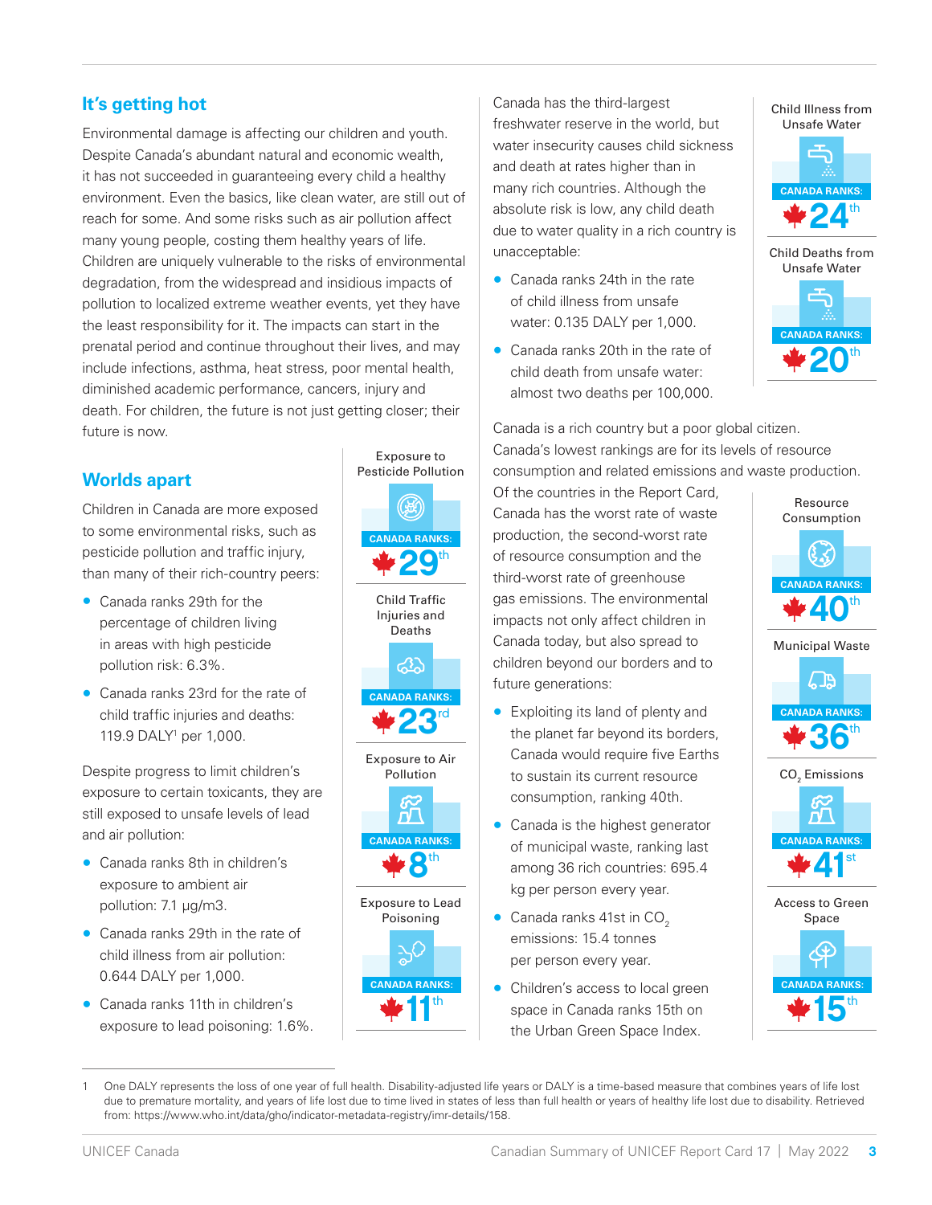## It's getting hot

Environmental damage is affecting our children and youth. Despite Canada's abundant natural and economic wealth, it has not succeeded in guaranteeing every child a healthy environment. Even the basics, like clean water, are still out of reach for some. And some risks such as air pollution affect many young people, costing them healthy years of life. Children are uniquely vulnerable to the risks of environmental degradation, from the widespread and insidious impacts of pollution to localized extreme weather events, yet they have the least responsibility for it. The impacts can start in the prenatal period and continue throughout their lives, and may include infections, asthma, heat stress, poor mental health, diminished academic performance, cancers, injury and death. For children, the future is not just getting closer; their future is now.

## Worlds apart

Children in Canada are more exposed to some environmental risks, such as pesticide pollution and traffic injury, than many of their rich-country peers:

- Canada ranks 29th for the percentage of children living in areas with high pesticide pollution risk: 6.3%.
- Canada ranks 23rd for the rate of child traffic injuries and deaths: 119.9 DALY[1] per 1,000.

Despite progress to limit children's exposure to certain toxicants, they are still exposed to unsafe levels of lead and air pollution:

- Canada ranks 8th in children's exposure to ambient air pollution: 7.1 µg/m3.
- Canada ranks 29th in the rate of child illness from air pollution: 0.644 DALY per 1,000.
- Canada ranks 11th in children's exposure to lead poisoning: 1.6%.

Exposure to Pesticide Pollution — CANADA RANKS: 29th

Child Traffic Injuries and Deaths — CANADA RANKS: 23rd

Exposure to Air Pollution — CANADA RANKS: 8th

Exposure to Lead Poisoning — CANADA RANKS: 11th

Canada has the third-largest freshwater reserve in the world, but water insecurity causes child sickness and death at rates higher than in many rich countries. Although the absolute risk is low, any child death due to water quality in a rich country is unacceptable:

- Canada ranks 24th in the rate of child illness from unsafe water: 0.135 DALY per 1,000.
- Canada ranks 20th in the rate of child death from unsafe water: almost two deaths per 100,000.

Child Illness from Unsafe Water — CANADA RANKS: 24th

Child Deaths from Unsafe Water — CANADA RANKS: 20th

Canada is a rich country but a poor global citizen. Canada's lowest rankings are for its levels of resource consumption and related emissions and waste production. Of the countries in the Report Card, Canada has the worst rate of waste production, the second-worst rate of resource consumption and the third-worst rate of greenhouse gas emissions. The environmental impacts not only affect children in Canada today, but also spread to children beyond our borders and to future generations:

- Exploiting its land of plenty and the planet far beyond its borders, Canada would require five Earths to sustain its current resource consumption, ranking 40th.
- Canada is the highest generator of municipal waste, ranking last among 36 rich countries: 695.4 kg per person every year.
- Canada ranks 41st in $CO_2$ emissions: 15.4 tonnes per person every year.
- Children's access to local green space in Canada ranks 15th on the Urban Green Space Index.

Resource Consumption — CANADA RANKS: 40th

Municipal Waste — CANADA RANKS: 36th

$CO_2$ Emissions — CANADA RANKS: 41st

Access to Green Space — CANADA RANKS: 15th

---

1 One DALY represents the loss of one year of full health. Disability-adjusted life years or DALY is a time-based measure that combines years of life lost due to premature mortality, and years of life lost due to time lived in states of less than full health or years of healthy life lost due to disability. Retrieved from: https://www.who.int/data/gho/indicator-metadata-registry/imr-details/158.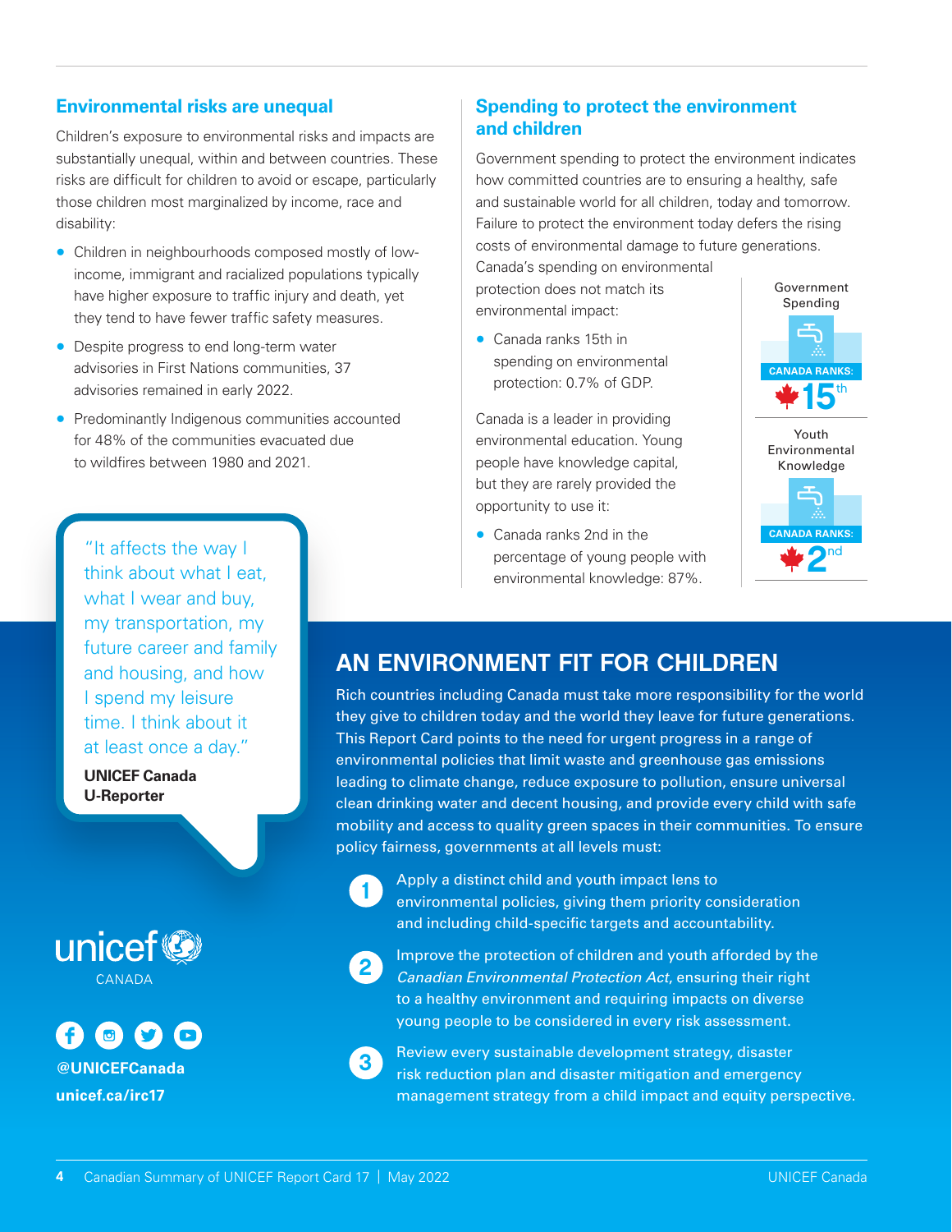## Environmental risks are unequal

Children's exposure to environmental risks and impacts are substantially unequal, within and between countries. These risks are difficult for children to avoid or escape, particularly those children most marginalized by income, race and disability:

- Children in neighbourhoods composed mostly of low-income, immigrant and racialized populations typically have higher exposure to traffic injury and death, yet they tend to have fewer traffic safety measures.
- Despite progress to end long-term water advisories in First Nations communities, 37 advisories remained in early 2022.
- Predominantly Indigenous communities accounted for 48% of the communities evacuated due to wildfires between 1980 and 2021.

> "It affects the way I think about what I eat, what I wear and buy, my transportation, my future career and family and housing, and how I spend my leisure time. I think about it at least once a day."
>
> **UNICEF Canada U-Reporter**

## Spending to protect the environment and children

Government spending to protect the environment indicates how committed countries are to ensuring a healthy, safe and sustainable world for all children, today and tomorrow. Failure to protect the environment today defers the rising costs of environmental damage to future generations. Canada's spending on environmental protection does not match its environmental impact:

- Canada ranks 15th in spending on environmental protection: 0.7% of GDP.

Canada is a leader in providing environmental education. Young people have knowledge capital, but they are rarely provided the opportunity to use it:

- Canada ranks 2nd in the percentage of young people with environmental knowledge: 87%.

Government Spending
CANADA RANKS: 15th

Youth Environmental Knowledge
CANADA RANKS: 2nd

## AN ENVIRONMENT FIT FOR CHILDREN

Rich countries including Canada must take more responsibility for the world they give to children today and the world they leave for future generations. This Report Card points to the need for urgent progress in a range of environmental policies that limit waste and greenhouse gas emissions leading to climate change, reduce exposure to pollution, ensure universal clean drinking water and decent housing, and provide every child with safe mobility and access to quality green spaces in their communities. To ensure policy fairness, governments at all levels must:

1. Apply a distinct child and youth impact lens to environmental policies, giving them priority consideration and including child-specific targets and accountability.
2. Improve the protection of children and youth afforded by the *Canadian Environmental Protection Act*, ensuring their right to a healthy environment and requiring impacts on diverse young people to be considered in every risk assessment.
3. Review every sustainable development strategy, disaster risk reduction plan and disaster mitigation and emergency management strategy from a child impact and equity perspective.

unicef CANADA

**@UNICEFCanada**

**unicef.ca/irc17**